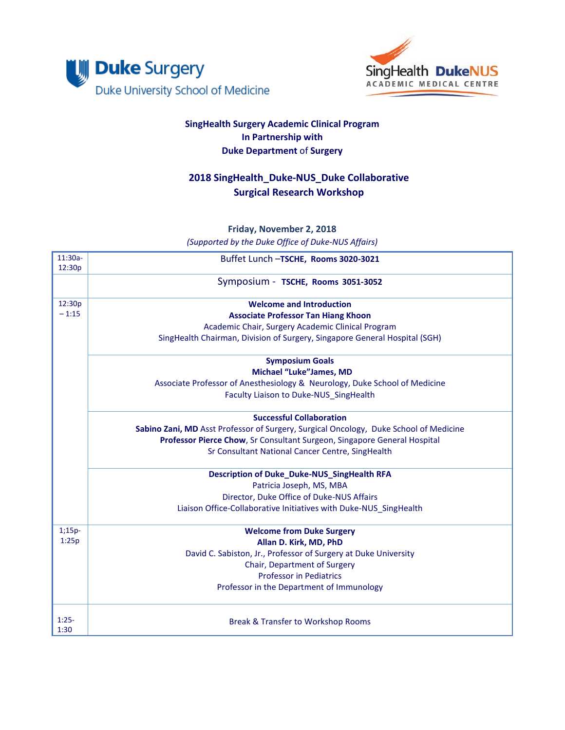Duke Surgery
Duke University School of Medicine

SingHealth DukeNUS
ACADEMIC MEDICAL CENTRE

**SingHealth Surgery Academic Clinical Program**
**In Partnership with**
**Duke Department of Surgery**

## 2018 SingHealth_Duke-NUS_Duke Collaborative Surgical Research Workshop

**Friday, November 2, 2018**

*(Supported by the Duke Office of Duke-NUS Affairs)*

| Time | Session |
|---|---|
| 11:30a-12:30p | Buffet Lunch –**TSCHE, Rooms 3020-3021** |
| | Symposium - **TSCHE, Rooms 3051-3052** |
| 12:30p – 1:15 | **Welcome and Introduction**<br>**Associate Professor Tan Hiang Khoon**<br>Academic Chair, Surgery Academic Clinical Program<br>SingHealth Chairman, Division of Surgery, Singapore General Hospital (SGH) |
| | **Symposium Goals**<br>**Michael "Luke"James, MD**<br>Associate Professor of Anesthesiology & Neurology, Duke School of Medicine<br>Faculty Liaison to Duke-NUS_SingHealth |
| | **Successful Collaboration**<br>**Sabino Zani, MD** Asst Professor of Surgery, Surgical Oncology, Duke School of Medicine<br>**Professor Pierce Chow**, Sr Consultant Surgeon, Singapore General Hospital<br>Sr Consultant National Cancer Centre, SingHealth |
| | **Description of Duke_Duke-NUS_SingHealth RFA**<br>Patricia Joseph, MS, MBA<br>Director, Duke Office of Duke-NUS Affairs<br>Liaison Office-Collaborative Initiatives with Duke-NUS_SingHealth |
| 1;15p-1:25p | **Welcome from Duke Surgery**<br>**Allan D. Kirk, MD, PhD**<br>David C. Sabiston, Jr., Professor of Surgery at Duke University<br>Chair, Department of Surgery<br>Professor in Pediatrics<br>Professor in the Department of Immunology |
| 1:25-1:30 | Break & Transfer to Workshop Rooms |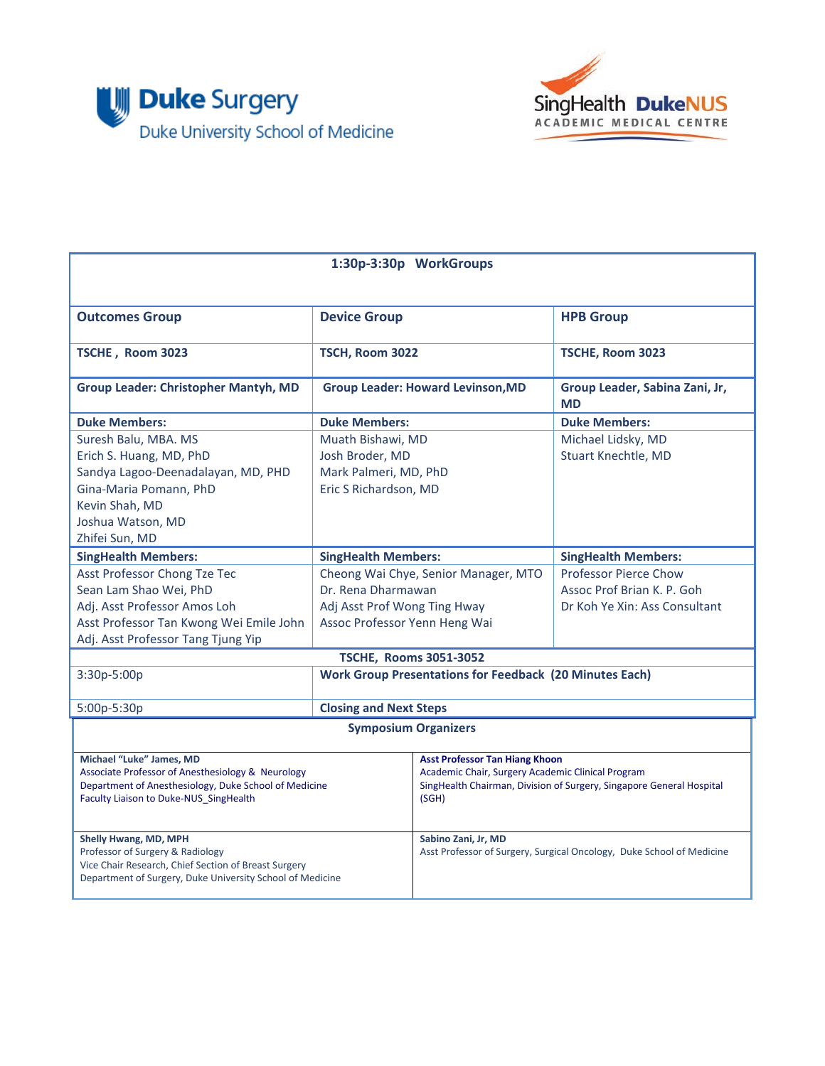Duke Surgery
Duke University School of Medicine

SingHealth DukeNUS
ACADEMIC MEDICAL CENTRE

| 1:30p-3:30p WorkGroups | | |
|---|---|---|
| **Outcomes Group** | **Device Group** | **HPB Group** |
| **TSCHE , Room 3023** | **TSCH, Room 3022** | **TSCHE, Room 3023** |
| **Group Leader: Christopher Mantyh, MD** | **Group Leader: Howard Levinson,MD** | **Group Leader, Sabina Zani, Jr, MD** |
| **Duke Members:** | **Duke Members:** | **Duke Members:** |
| Suresh Balu, MBA. MS<br>Erich S. Huang, MD, PhD<br>Sandya Lagoo-Deenadalayan, MD, PHD<br>Gina-Maria Pomann, PhD<br>Kevin Shah, MD<br>Joshua Watson, MD<br>Zhifei Sun, MD | Muath Bishawi, MD<br>Josh Broder, MD<br>Mark Palmeri, MD, PhD<br>Eric S Richardson, MD | Michael Lidsky, MD<br>Stuart Knechtle, MD |
| **SingHealth Members:** | **SingHealth Members:** | **SingHealth Members:** |
| Asst Professor Chong Tze Tec<br>Sean Lam Shao Wei, PhD<br>Adj. Asst Professor Amos Loh<br>Asst Professor Tan Kwong Wei Emile John<br>Adj. Asst Professor Tang Tjung Yip | Cheong Wai Chye, Senior Manager, MTO<br>Dr. Rena Dharmawan<br>Adj Asst Prof Wong Ting Hway<br>Assoc Professor Yenn Heng Wai | Professor Pierce Chow<br>Assoc Prof Brian K. P. Goh<br>Dr Koh Ye Xin: Ass Consultant |
| **TSCHE, Rooms 3051-3052** | | |
| 3:30p-5:00p | **Work Group Presentations for Feedback (20 Minutes Each)** | |
| 5:00p-5:30p | **Closing and Next Steps** | |

| **Symposium Organizers** | |
|---|---|
| **Michael "Luke" James, MD**<br>Associate Professor of Anesthesiology & Neurology<br>Department of Anesthesiology, Duke School of Medicine<br>Faculty Liaison to Duke-NUS_SingHealth | **Asst Professor Tan Hiang Khoon**<br>Academic Chair, Surgery Academic Clinical Program<br>SingHealth Chairman, Division of Surgery, Singapore General Hospital (SGH) |
| **Shelly Hwang, MD, MPH**<br>Professor of Surgery & Radiology<br>Vice Chair Research, Chief Section of Breast Surgery<br>Department of Surgery, Duke University School of Medicine | **Sabino Zani, Jr, MD**<br>Asst Professor of Surgery, Surgical Oncology, Duke School of Medicine |